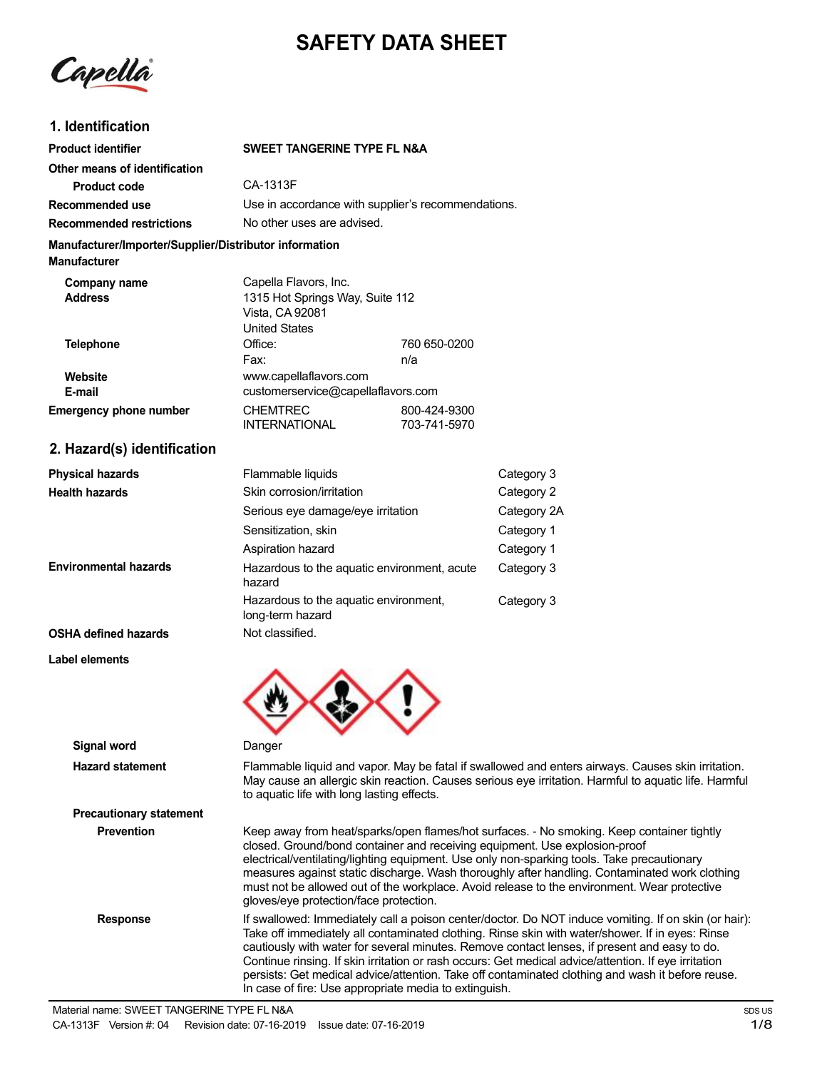# SAFETY DATA SHEET

## 1. Identification

| | | |
|---|---|---|
| **Product identifier** | **SWEET TANGERINE TYPE FL N&A** | |
| **Other means of identification** | | |
| **Product code** | CA-1313F | |
| **Recommended use** | Use in accordance with supplier's recommendations. | |
| **Recommended restrictions** | No other uses are advised. | |

**Manufacturer/Importer/Supplier/Distributor information**

**Manufacturer**

| | | |
|---|---|---|
| **Company name** | Capella Flavors, Inc. | |
| **Address** | 1315 Hot Springs Way, Suite 112<br>Vista, CA 92081<br>United States | |
| **Telephone** | Office: | 760 650-0200 |
| | Fax: | n/a |
| **Website** | www.capellaflavors.com | |
| **E-mail** | customerservice@capellaflavors.com | |
| **Emergency phone number** | CHEMTREC | 800-424-9300 |
| | INTERNATIONAL | 703-741-5970 |

## 2. Hazard(s) identification

| | | |
|---|---|---|
| **Physical hazards** | Flammable liquids | Category 3 |
| **Health hazards** | Skin corrosion/irritation | Category 2 |
| | Serious eye damage/eye irritation | Category 2A |
| | Sensitization, skin | Category 1 |
| | Aspiration hazard | Category 1 |
| **Environmental hazards** | Hazardous to the aquatic environment, acute hazard | Category 3 |
| | Hazardous to the aquatic environment, long-term hazard | Category 3 |
| **OSHA defined hazards** | Not classified. | |

**Label elements**

**Signal word** Danger

**Hazard statement** Flammable liquid and vapor. May be fatal if swallowed and enters airways. Causes skin irritation. May cause an allergic skin reaction. Causes serious eye irritation. Harmful to aquatic life. Harmful to aquatic life with long lasting effects.

**Precautionary statement**

**Prevention** Keep away from heat/sparks/open flames/hot surfaces. - No smoking. Keep container tightly closed. Ground/bond container and receiving equipment. Use explosion-proof electrical/ventilating/lighting equipment. Use only non-sparking tools. Take precautionary measures against static discharge. Wash thoroughly after handling. Contaminated work clothing must not be allowed out of the workplace. Avoid release to the environment. Wear protective gloves/eye protection/face protection.

**Response** If swallowed: Immediately call a poison center/doctor. Do NOT induce vomiting. If on skin (or hair): Take off immediately all contaminated clothing. Rinse skin with water/shower. If in eyes: Rinse cautiously with water for several minutes. Remove contact lenses, if present and easy to do. Continue rinsing. If skin irritation or rash occurs: Get medical advice/attention. If eye irritation persists: Get medical advice/attention. Take off contaminated clothing and wash it before reuse. In case of fire: Use appropriate media to extinguish.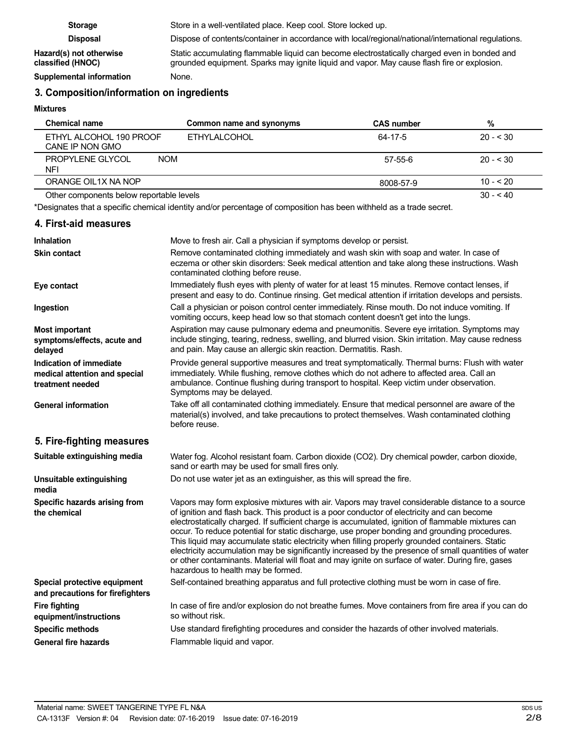| | |
|---|---|
| **Storage** | Store in a well-ventilated place. Keep cool. Store locked up. |
| **Disposal** | Dispose of contents/container in accordance with local/regional/national/international regulations. |
| **Hazard(s) not otherwise classified (HNOC)** | Static accumulating flammable liquid can become electrostatically charged even in bonded and grounded equipment. Sparks may ignite liquid and vapor. May cause flash fire or explosion. |
| **Supplemental information** | None. |

## 3. Composition/information on ingredients

**Mixtures**

| Chemical name | Common name and synonyms | CAS number | % |
|---|---|---|---|
| ETHYL ALCOHOL 190 PROOF CANE IP NON GMO | ETHYLALCOHOL | 64-17-5 | 20 - < 30 |
| PROPYLENE GLYCOL NOM NFI | | 57-55-6 | 20 - < 30 |
| ORANGE OIL1X NA NOP | | 8008-57-9 | 10 - < 20 |
| Other components below reportable levels | | | 30 - < 40 |

*Designates that a specific chemical identity and/or percentage of composition has been withheld as a trade secret.

## 4. First-aid measures

| | |
|---|---|
| **Inhalation** | Move to fresh air. Call a physician if symptoms develop or persist. |
| **Skin contact** | Remove contaminated clothing immediately and wash skin with soap and water. In case of eczema or other skin disorders: Seek medical attention and take along these instructions. Wash contaminated clothing before reuse. |
| **Eye contact** | Immediately flush eyes with plenty of water for at least 15 minutes. Remove contact lenses, if present and easy to do. Continue rinsing. Get medical attention if irritation develops and persists. |
| **Ingestion** | Call a physician or poison control center immediately. Rinse mouth. Do not induce vomiting. If vomiting occurs, keep head low so that stomach content doesn't get into the lungs. |
| **Most important symptoms/effects, acute and delayed** | Aspiration may cause pulmonary edema and pneumonitis. Severe eye irritation. Symptoms may include stinging, tearing, redness, swelling, and blurred vision. Skin irritation. May cause redness and pain. May cause an allergic skin reaction. Dermatitis. Rash. |
| **Indication of immediate medical attention and special treatment needed** | Provide general supportive measures and treat symptomatically. Thermal burns: Flush with water immediately. While flushing, remove clothes which do not adhere to affected area. Call an ambulance. Continue flushing during transport to hospital. Keep victim under observation. Symptoms may be delayed. |
| **General information** | Take off all contaminated clothing immediately. Ensure that medical personnel are aware of the material(s) involved, and take precautions to protect themselves. Wash contaminated clothing before reuse. |

## 5. Fire-fighting measures

| | |
|---|---|
| **Suitable extinguishing media** | Water fog. Alcohol resistant foam. Carbon dioxide ($CO_2$). Dry chemical powder, carbon dioxide, sand or earth may be used for small fires only. |
| **Unsuitable extinguishing media** | Do not use water jet as an extinguisher, as this will spread the fire. |
| **Specific hazards arising from the chemical** | Vapors may form explosive mixtures with air. Vapors may travel considerable distance to a source of ignition and flash back. This product is a poor conductor of electricity and can become electrostatically charged. If sufficient charge is accumulated, ignition of flammable mixtures can occur. To reduce potential for static discharge, use proper bonding and grounding procedures. This liquid may accumulate static electricity when filling properly grounded containers. Static electricity accumulation may be significantly increased by the presence of small quantities of water or other contaminants. Material will float and may ignite on surface of water. During fire, gases hazardous to health may be formed. |
| **Special protective equipment and precautions for firefighters** | Self-contained breathing apparatus and full protective clothing must be worn in case of fire. |
| **Fire fighting equipment/instructions** | In case of fire and/or explosion do not breathe fumes. Move containers from fire area if you can do so without risk. |
| **Specific methods** | Use standard firefighting procedures and consider the hazards of other involved materials. |
| **General fire hazards** | Flammable liquid and vapor. |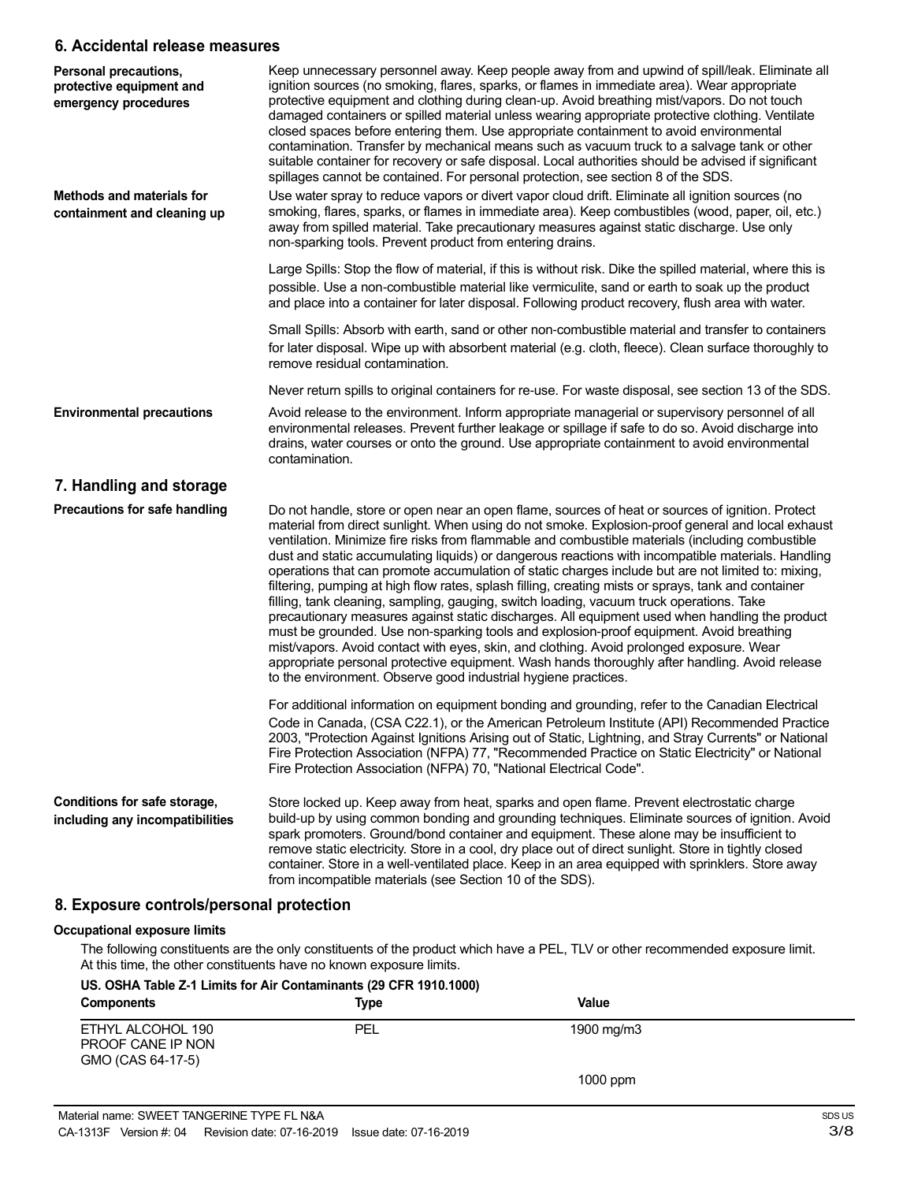## 6. Accidental release measures

**Personal precautions, protective equipment and emergency procedures**

Keep unnecessary personnel away. Keep people away from and upwind of spill/leak. Eliminate all ignition sources (no smoking, flares, sparks, or flames in immediate area). Wear appropriate protective equipment and clothing during clean-up. Avoid breathing mist/vapors. Do not touch damaged containers or spilled material unless wearing appropriate protective clothing. Ventilate closed spaces before entering them. Use appropriate containment to avoid environmental contamination. Transfer by mechanical means such as vacuum truck to a salvage tank or other suitable container for recovery or safe disposal. Local authorities should be advised if significant spillages cannot be contained. For personal protection, see section 8 of the SDS.

**Methods and materials for containment and cleaning up**

Use water spray to reduce vapors or divert vapor cloud drift. Eliminate all ignition sources (no smoking, flares, sparks, or flames in immediate area). Keep combustibles (wood, paper, oil, etc.) away from spilled material. Take precautionary measures against static discharge. Use only non-sparking tools. Prevent product from entering drains.

Large Spills: Stop the flow of material, if this is without risk. Dike the spilled material, where this is possible. Use a non-combustible material like vermiculite, sand or earth to soak up the product and place into a container for later disposal. Following product recovery, flush area with water.

Small Spills: Absorb with earth, sand or other non-combustible material and transfer to containers for later disposal. Wipe up with absorbent material (e.g. cloth, fleece). Clean surface thoroughly to remove residual contamination.

Never return spills to original containers for re-use. For waste disposal, see section 13 of the SDS.

**Environmental precautions**

Avoid release to the environment. Inform appropriate managerial or supervisory personnel of all environmental releases. Prevent further leakage or spillage if safe to do so. Avoid discharge into drains, water courses or onto the ground. Use appropriate containment to avoid environmental contamination.

## 7. Handling and storage

**Precautions for safe handling**

Do not handle, store or open near an open flame, sources of heat or sources of ignition. Protect material from direct sunlight. When using do not smoke. Explosion-proof general and local exhaust ventilation. Minimize fire risks from flammable and combustible materials (including combustible dust and static accumulating liquids) or dangerous reactions with incompatible materials. Handling operations that can promote accumulation of static charges include but are not limited to: mixing, filtering, pumping at high flow rates, splash filling, creating mists or sprays, tank and container filling, tank cleaning, sampling, gauging, switch loading, vacuum truck operations. Take precautionary measures against static discharges. All equipment used when handling the product must be grounded. Use non-sparking tools and explosion-proof equipment. Avoid breathing mist/vapors. Avoid contact with eyes, skin, and clothing. Avoid prolonged exposure. Wear appropriate personal protective equipment. Wash hands thoroughly after handling. Avoid release to the environment. Observe good industrial hygiene practices.

For additional information on equipment bonding and grounding, refer to the Canadian Electrical Code in Canada, (CSA C22.1), or the American Petroleum Institute (API) Recommended Practice 2003, "Protection Against Ignitions Arising out of Static, Lightning, and Stray Currents" or National Fire Protection Association (NFPA) 77, "Recommended Practice on Static Electricity" or National Fire Protection Association (NFPA) 70, "National Electrical Code".

**Conditions for safe storage, including any incompatibilities**

Store locked up. Keep away from heat, sparks and open flame. Prevent electrostatic charge build-up by using common bonding and grounding techniques. Eliminate sources of ignition. Avoid spark promoters. Ground/bond container and equipment. These alone may be insufficient to remove static electricity. Store in a cool, dry place out of direct sunlight. Store in tightly closed container. Store in a well-ventilated place. Keep in an area equipped with sprinklers. Store away from incompatible materials (see Section 10 of the SDS).

## 8. Exposure controls/personal protection

**Occupational exposure limits**

The following constituents are the only constituents of the product which have a PEL, TLV or other recommended exposure limit. At this time, the other constituents have no known exposure limits.

**US. OSHA Table Z-1 Limits for Air Contaminants (29 CFR 1910.1000)**

| Components | Type | Value |
|---|---|---|
| ETHYL ALCOHOL 190 PROOF CANE IP NON GMO (CAS 64-17-5) | PEL | 1900 mg/m3 |
| | | 1000 ppm |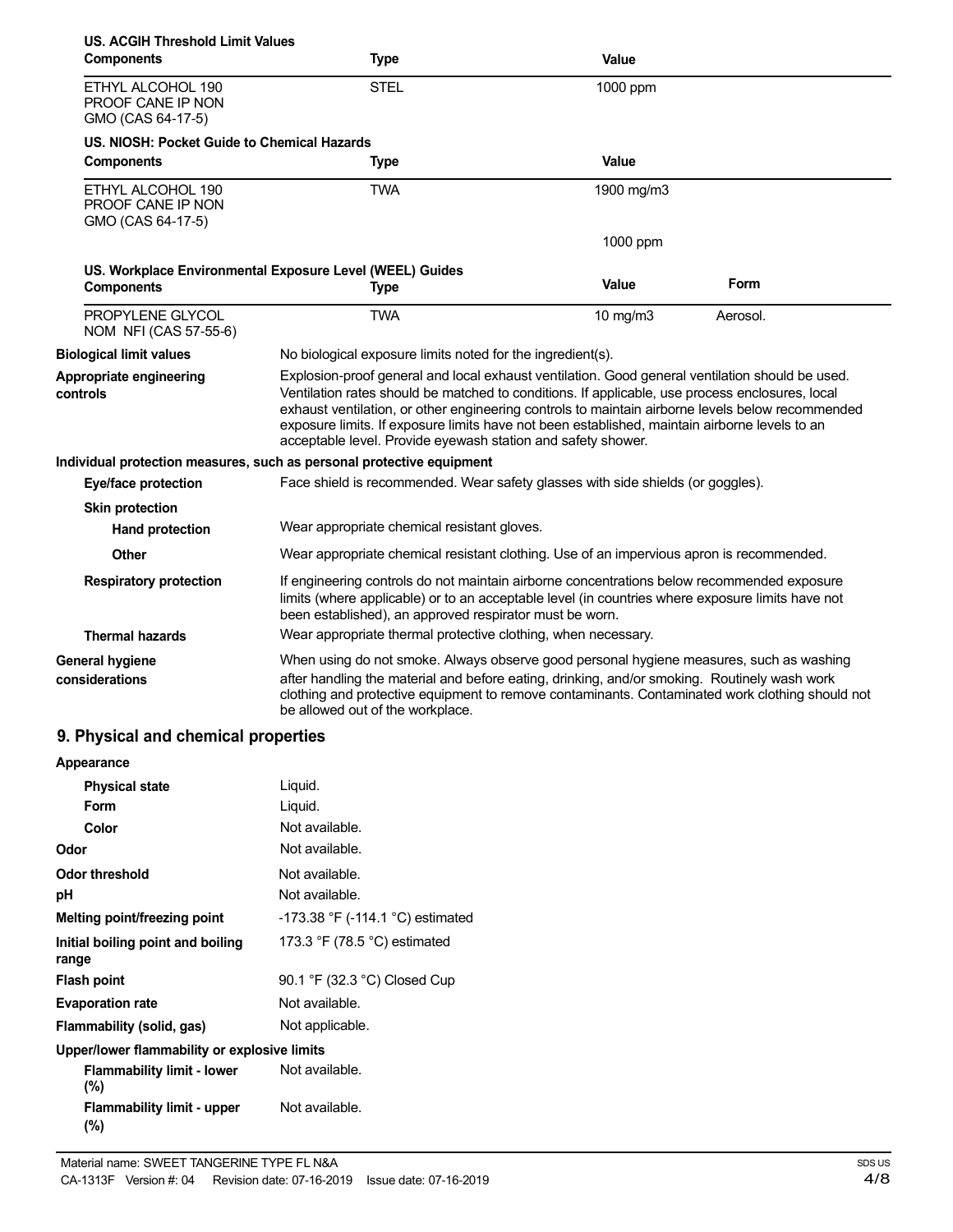**US. ACGIH Threshold Limit Values**

| Components | Type | Value |
|---|---|---|
| ETHYL ALCOHOL 190 PROOF CANE IP NON GMO (CAS 64-17-5) | STEL | 1000 ppm |

**US. NIOSH: Pocket Guide to Chemical Hazards**

| Components | Type | Value |
|---|---|---|
| ETHYL ALCOHOL 190 PROOF CANE IP NON GMO (CAS 64-17-5) | TWA | 1900 mg/m3 |
| | | 1000 ppm |

**US. Workplace Environmental Exposure Level (WEEL) Guides**

| Components | Type | Value | Form |
|---|---|---|---|
| PROPYLENE GLYCOL NOM NFI (CAS 57-55-6) | TWA | 10 mg/m3 | Aerosol. |

**Biological limit values**
No biological exposure limits noted for the ingredient(s).

**Appropriate engineering controls**
Explosion-proof general and local exhaust ventilation. Good general ventilation should be used. Ventilation rates should be matched to conditions. If applicable, use process enclosures, local exhaust ventilation, or other engineering controls to maintain airborne levels below recommended exposure limits. If exposure limits have not been established, maintain airborne levels to an acceptable level. Provide eyewash station and safety shower.

**Individual protection measures, such as personal protective equipment**

**Eye/face protection**
Face shield is recommended. Wear safety glasses with side shields (or goggles).

**Skin protection**

**Hand protection**
Wear appropriate chemical resistant gloves.

**Other**
Wear appropriate chemical resistant clothing. Use of an impervious apron is recommended.

**Respiratory protection**
If engineering controls do not maintain airborne concentrations below recommended exposure limits (where applicable) or to an acceptable level (in countries where exposure limits have not been established), an approved respirator must be worn.

**Thermal hazards**
Wear appropriate thermal protective clothing, when necessary.

**General hygiene considerations**
When using do not smoke. Always observe good personal hygiene measures, such as washing after handling the material and before eating, drinking, and/or smoking. Routinely wash work clothing and protective equipment to remove contaminants. Contaminated work clothing should not be allowed out of the workplace.

## 9. Physical and chemical properties

**Appearance**

| | |
|---|---|
| **Physical state** | Liquid. |
| **Form** | Liquid. |
| **Color** | Not available. |
| **Odor** | Not available. |
| **Odor threshold** | Not available. |
| **pH** | Not available. |
| **Melting point/freezing point** | -173.38 °F (-114.1 °C) estimated |
| **Initial boiling point and boiling range** | 173.3 °F (78.5 °C) estimated |
| **Flash point** | 90.1 °F (32.3 °C) Closed Cup |
| **Evaporation rate** | Not available. |
| **Flammability (solid, gas)** | Not applicable. |

**Upper/lower flammability or explosive limits**

| | |
|---|---|
| **Flammability limit - lower (%)** | Not available. |
| **Flammability limit - upper (%)** | Not available. |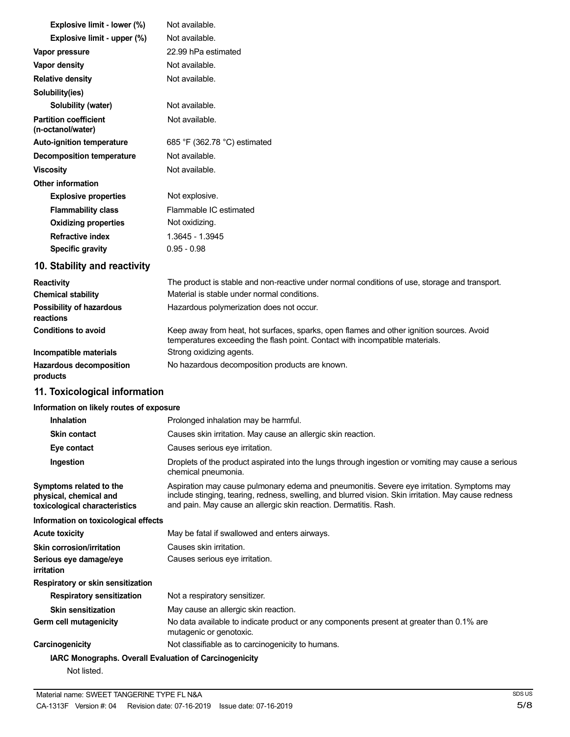| | |
|---|---|
| **Explosive limit - lower (%)** | Not available. |
| **Explosive limit - upper (%)** | Not available. |
| **Vapor pressure** | 22.99 hPa estimated |
| **Vapor density** | Not available. |
| **Relative density** | Not available. |
| **Solubility(ies)** | |
| **Solubility (water)** | Not available. |
| **Partition coefficient (n-octanol/water)** | Not available. |
| **Auto-ignition temperature** | 685 °F (362.78 °C) estimated |
| **Decomposition temperature** | Not available. |
| **Viscosity** | Not available. |
| **Other information** | |
| **Explosive properties** | Not explosive. |
| **Flammability class** | Flammable IC estimated |
| **Oxidizing properties** | Not oxidizing. |
| **Refractive index** | 1.3645 - 1.3945 |
| **Specific gravity** | 0.95 - 0.98 |

## 10. Stability and reactivity

| | |
|---|---|
| **Reactivity** | The product is stable and non-reactive under normal conditions of use, storage and transport. |
| **Chemical stability** | Material is stable under normal conditions. |
| **Possibility of hazardous reactions** | Hazardous polymerization does not occur. |
| **Conditions to avoid** | Keep away from heat, hot surfaces, sparks, open flames and other ignition sources. Avoid temperatures exceeding the flash point. Contact with incompatible materials. |
| **Incompatible materials** | Strong oxidizing agents. |
| **Hazardous decomposition products** | No hazardous decomposition products are known. |

## 11. Toxicological information

**Information on likely routes of exposure**

| | |
|---|---|
| **Inhalation** | Prolonged inhalation may be harmful. |
| **Skin contact** | Causes skin irritation. May cause an allergic skin reaction. |
| **Eye contact** | Causes serious eye irritation. |
| **Ingestion** | Droplets of the product aspirated into the lungs through ingestion or vomiting may cause a serious chemical pneumonia. |
| **Symptoms related to the physical, chemical and toxicological characteristics** | Aspiration may cause pulmonary edema and pneumonitis. Severe eye irritation. Symptoms may include stinging, tearing, redness, swelling, and blurred vision. Skin irritation. May cause redness and pain. May cause an allergic skin reaction. Dermatitis. Rash. |

**Information on toxicological effects**

| | |
|---|---|
| **Acute toxicity** | May be fatal if swallowed and enters airways. |
| **Skin corrosion/irritation** | Causes skin irritation. |
| **Serious eye damage/eye irritation** | Causes serious eye irritation. |
| **Respiratory or skin sensitization** | |
| **Respiratory sensitization** | Not a respiratory sensitizer. |
| **Skin sensitization** | May cause an allergic skin reaction. |
| **Germ cell mutagenicity** | No data available to indicate product or any components present at greater than 0.1% are mutagenic or genotoxic. |
| **Carcinogenicity** | Not classifiable as to carcinogenicity to humans. |

**IARC Monographs. Overall Evaluation of Carcinogenicity**

Not listed.

Material name: SWEET TANGERINE TYPE FL N&A

CA-1313F Version #: 04 Revision date: 07-16-2019 Issue date: 07-16-2019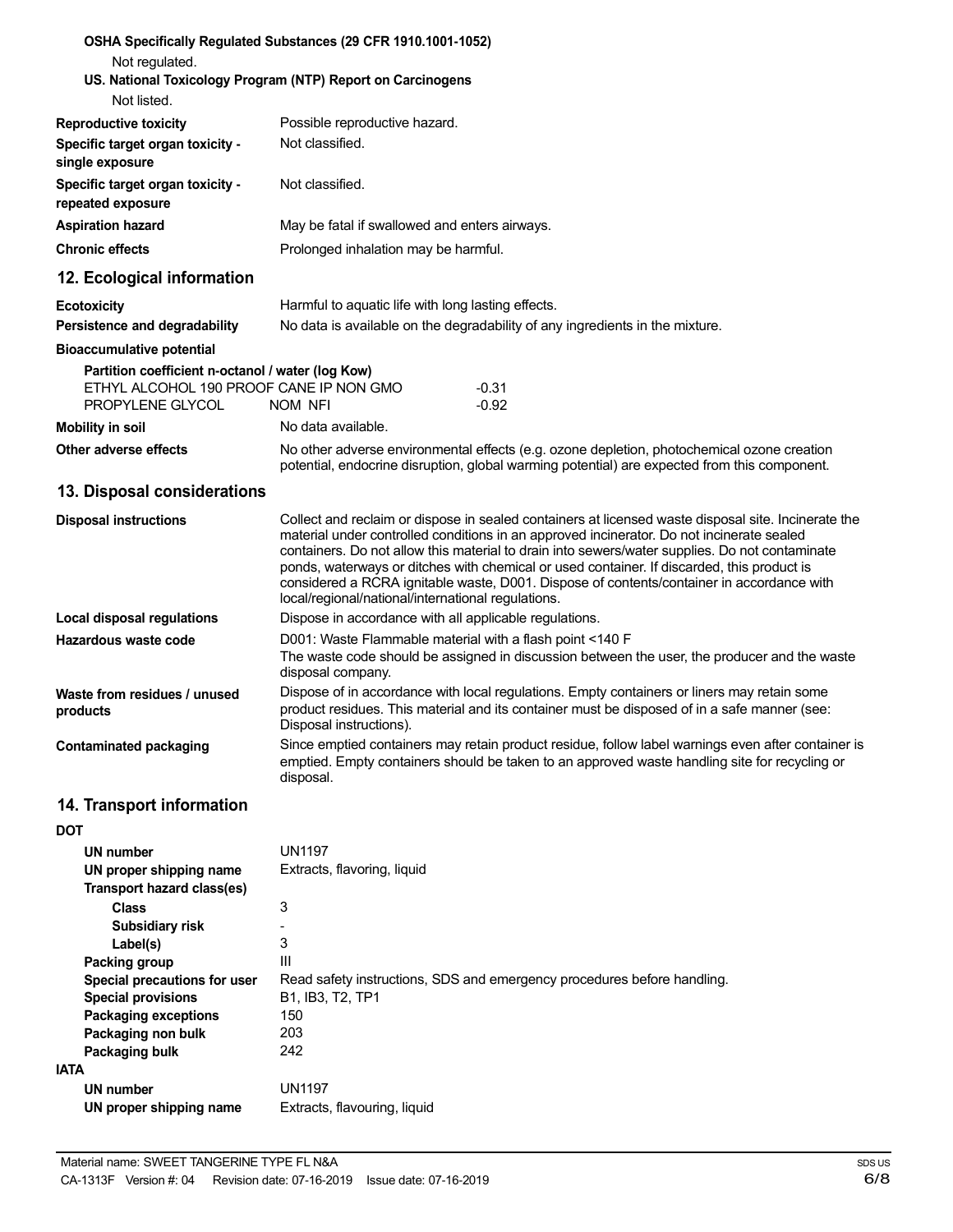**OSHA Specifically Regulated Substances (29 CFR 1910.1001-1052)**

Not regulated.

**US. National Toxicology Program (NTP) Report on Carcinogens**

Not listed.

| | |
|---|---|
| **Reproductive toxicity** | Possible reproductive hazard. |
| **Specific target organ toxicity - single exposure** | Not classified. |
| **Specific target organ toxicity - repeated exposure** | Not classified. |
| **Aspiration hazard** | May be fatal if swallowed and enters airways. |
| **Chronic effects** | Prolonged inhalation may be harmful. |

## 12. Ecological information

| | |
|---|---|
| **Ecotoxicity** | Harmful to aquatic life with long lasting effects. |
| **Persistence and degradability** | No data is available on the degradability of any ingredients in the mixture. |

**Bioaccumulative potential**

**Partition coefficient n-octanol / water (log Kow)**

| | |
|---|---|
| ETHYL ALCOHOL 190 PROOF CANE IP NON GMO | -0.31 |
| PROPYLENE GLYCOL NOM NFI | -0.92 |

| | |
|---|---|
| **Mobility in soil** | No data available. |
| **Other adverse effects** | No other adverse environmental effects (e.g. ozone depletion, photochemical ozone creation potential, endocrine disruption, global warming potential) are expected from this component. |

## 13. Disposal considerations

| | |
|---|---|
| **Disposal instructions** | Collect and reclaim or dispose in sealed containers at licensed waste disposal site. Incinerate the material under controlled conditions in an approved incinerator. Do not incinerate sealed containers. Do not allow this material to drain into sewers/water supplies. Do not contaminate ponds, waterways or ditches with chemical or used container. If discarded, this product is considered a RCRA ignitable waste, D001. Dispose of contents/container in accordance with local/regional/national/international regulations. |
| **Local disposal regulations** | Dispose in accordance with all applicable regulations. |
| **Hazardous waste code** | D001: Waste Flammable material with a flash point <140 F<br>The waste code should be assigned in discussion between the user, the producer and the waste disposal company. |
| **Waste from residues / unused products** | Dispose of in accordance with local regulations. Empty containers or liners may retain some product residues. This material and its container must be disposed of in a safe manner (see: Disposal instructions). |
| **Contaminated packaging** | Since emptied containers may retain product residue, follow label warnings even after container is emptied. Empty containers should be taken to an approved waste handling site for recycling or disposal. |

## 14. Transport information

**DOT**

| | |
|---|---|
| **UN number** | UN1197 |
| **UN proper shipping name** | Extracts, flavoring, liquid |
| **Transport hazard class(es)** | |
| **Class** | 3 |
| **Subsidiary risk** | - |
| **Label(s)** | 3 |
| **Packing group** | III |
| **Special precautions for user** | Read safety instructions, SDS and emergency procedures before handling. |
| **Special provisions** | B1, IB3, T2, TP1 |
| **Packaging exceptions** | 150 |
| **Packaging non bulk** | 203 |
| **Packaging bulk** | 242 |

**IATA**

| | |
|---|---|
| **UN number** | UN1197 |
| **UN proper shipping name** | Extracts, flavouring, liquid |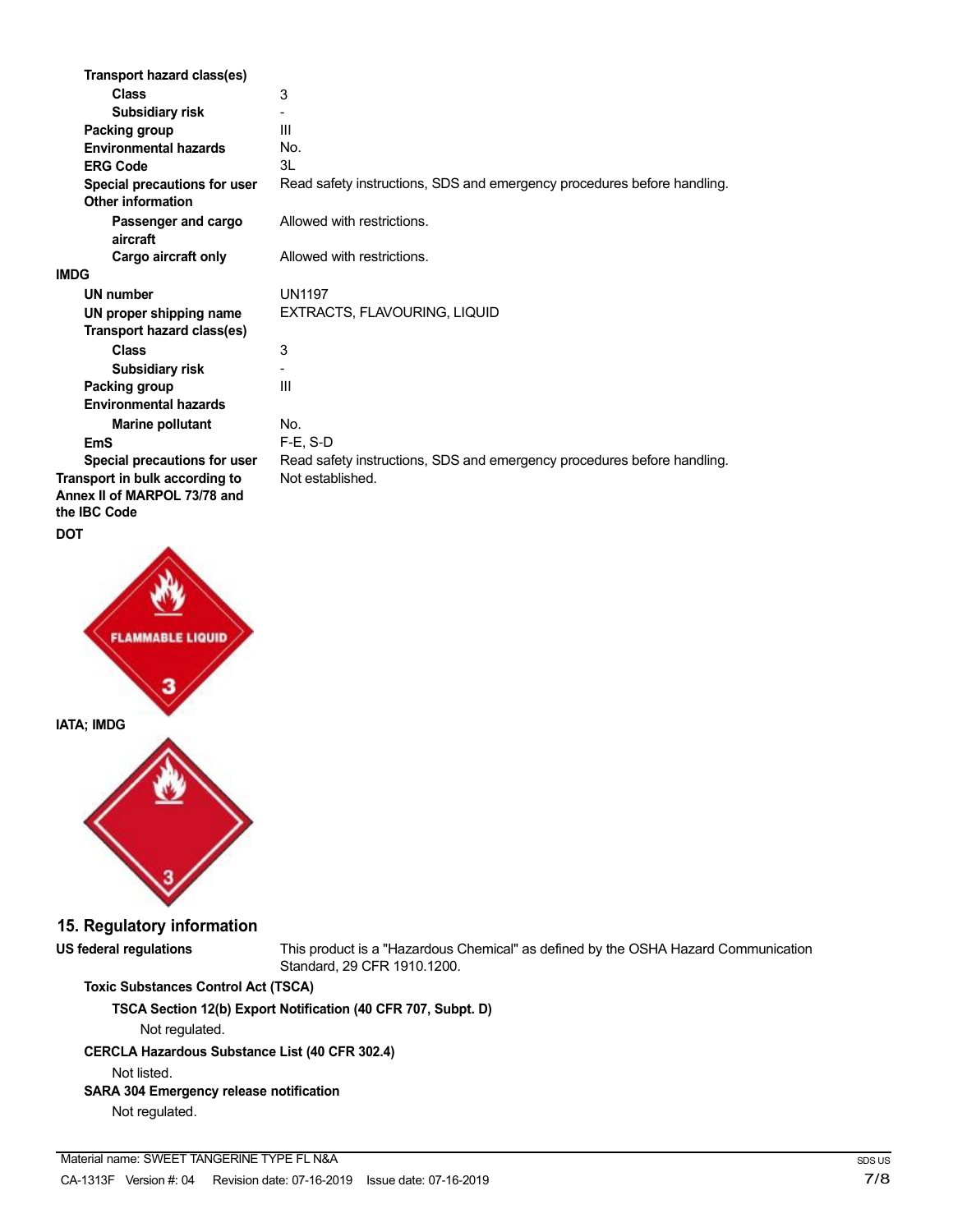**Transport hazard class(es)**

| | |
|---|---|
| **Class** | 3 |
| **Subsidiary risk** | - |
| **Packing group** | III |
| **Environmental hazards** | No. |
| **ERG Code** | 3L |
| **Special precautions for user** | Read safety instructions, SDS and emergency procedures before handling. |

**Other information**

| | |
|---|---|
| **Passenger and cargo aircraft** | Allowed with restrictions. |
| **Cargo aircraft only** | Allowed with restrictions. |

**IMDG**

| | |
|---|---|
| **UN number** | UN1197 |
| **UN proper shipping name** | EXTRACTS, FLAVOURING, LIQUID |

**Transport hazard class(es)**

| | |
|---|---|
| **Class** | 3 |
| **Subsidiary risk** | - |
| **Packing group** | III |

**Environmental hazards**

| | |
|---|---|
| **Marine pollutant** | No. |
| **EmS** | F-E, S-D |
| **Special precautions for user** | Read safety instructions, SDS and emergency procedures before handling. |
| **Transport in bulk according to Annex II of MARPOL 73/78 and the IBC Code** | Not established. |

**DOT**

FLAMMABLE LIQUID

3

**IATA; IMDG**

3

## 15. Regulatory information

**US federal regulations** This product is a "Hazardous Chemical" as defined by the OSHA Hazard Communication Standard, 29 CFR 1910.1200.

**Toxic Substances Control Act (TSCA)**

**TSCA Section 12(b) Export Notification (40 CFR 707, Subpt. D)**

Not regulated.

**CERCLA Hazardous Substance List (40 CFR 302.4)**

Not listed.

**SARA 304 Emergency release notification**

Not regulated.

Material name: SWEET TANGERINE TYPE FL N&A

CA-1313F Version #: 04 Revision date: 07-16-2019 Issue date: 07-16-2019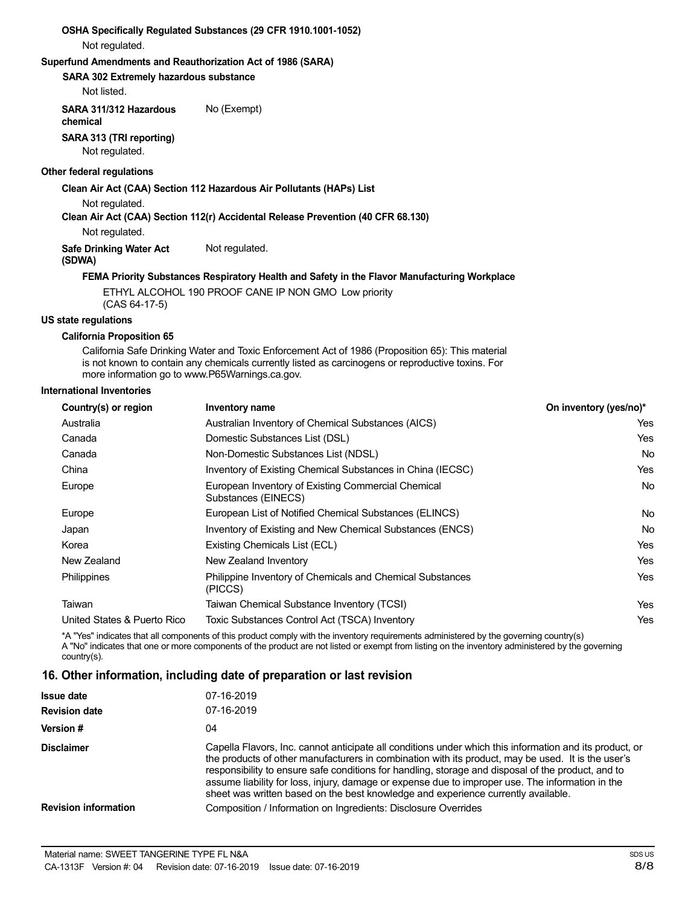**OSHA Specifically Regulated Substances (29 CFR 1910.1001-1052)**

Not regulated.

**Superfund Amendments and Reauthorization Act of 1986 (SARA)**

**SARA 302 Extremely hazardous substance**

Not listed.

**SARA 311/312 Hazardous chemical** No (Exempt)

**SARA 313 (TRI reporting)**

Not regulated.

**Other federal regulations**

**Clean Air Act (CAA) Section 112 Hazardous Air Pollutants (HAPs) List**

Not regulated.

**Clean Air Act (CAA) Section 112(r) Accidental Release Prevention (40 CFR 68.130)**

Not regulated.

**Safe Drinking Water Act (SDWA)** Not regulated.

**FEMA Priority Substances Respiratory Health and Safety in the Flavor Manufacturing Workplace**

ETHYL ALCOHOL 190 PROOF CANE IP NON GMO Low priority
(CAS 64-17-5)

**US state regulations**

**California Proposition 65**

California Safe Drinking Water and Toxic Enforcement Act of 1986 (Proposition 65): This material is not known to contain any chemicals currently listed as carcinogens or reproductive toxins. For more information go to www.P65Warnings.ca.gov.

**International Inventories**

| Country(s) or region | Inventory name | On inventory (yes/no)* |
|---|---|---|
| Australia | Australian Inventory of Chemical Substances (AICS) | Yes |
| Canada | Domestic Substances List (DSL) | Yes |
| Canada | Non-Domestic Substances List (NDSL) | No |
| China | Inventory of Existing Chemical Substances in China (IECSC) | Yes |
| Europe | European Inventory of Existing Commercial Chemical Substances (EINECS) | No |
| Europe | European List of Notified Chemical Substances (ELINCS) | No |
| Japan | Inventory of Existing and New Chemical Substances (ENCS) | No |
| Korea | Existing Chemicals List (ECL) | Yes |
| New Zealand | New Zealand Inventory | Yes |
| Philippines | Philippine Inventory of Chemicals and Chemical Substances (PICCS) | Yes |
| Taiwan | Taiwan Chemical Substance Inventory (TCSI) | Yes |
| United States & Puerto Rico | Toxic Substances Control Act (TSCA) Inventory | Yes |

*A "Yes" indicates that all components of this product comply with the inventory requirements administered by the governing country(s)
A "No" indicates that one or more components of the product are not listed or exempt from listing on the inventory administered by the governing country(s).

## 16. Other information, including date of preparation or last revision

**Issue date** 07-16-2019

**Revision date** 07-16-2019

**Version #** 04

**Disclaimer** Capella Flavors, Inc. cannot anticipate all conditions under which this information and its product, or the products of other manufacturers in combination with its product, may be used. It is the user's responsibility to ensure safe conditions for handling, storage and disposal of the product, and to assume liability for loss, injury, damage or expense due to improper use. The information in the sheet was written based on the best knowledge and experience currently available.

**Revision information** Composition / Information on Ingredients: Disclosure Overrides

Material name: SWEET TANGERINE TYPE FL N&A
CA-1313F Version #: 04 Revision date: 07-16-2019 Issue date: 07-16-2019